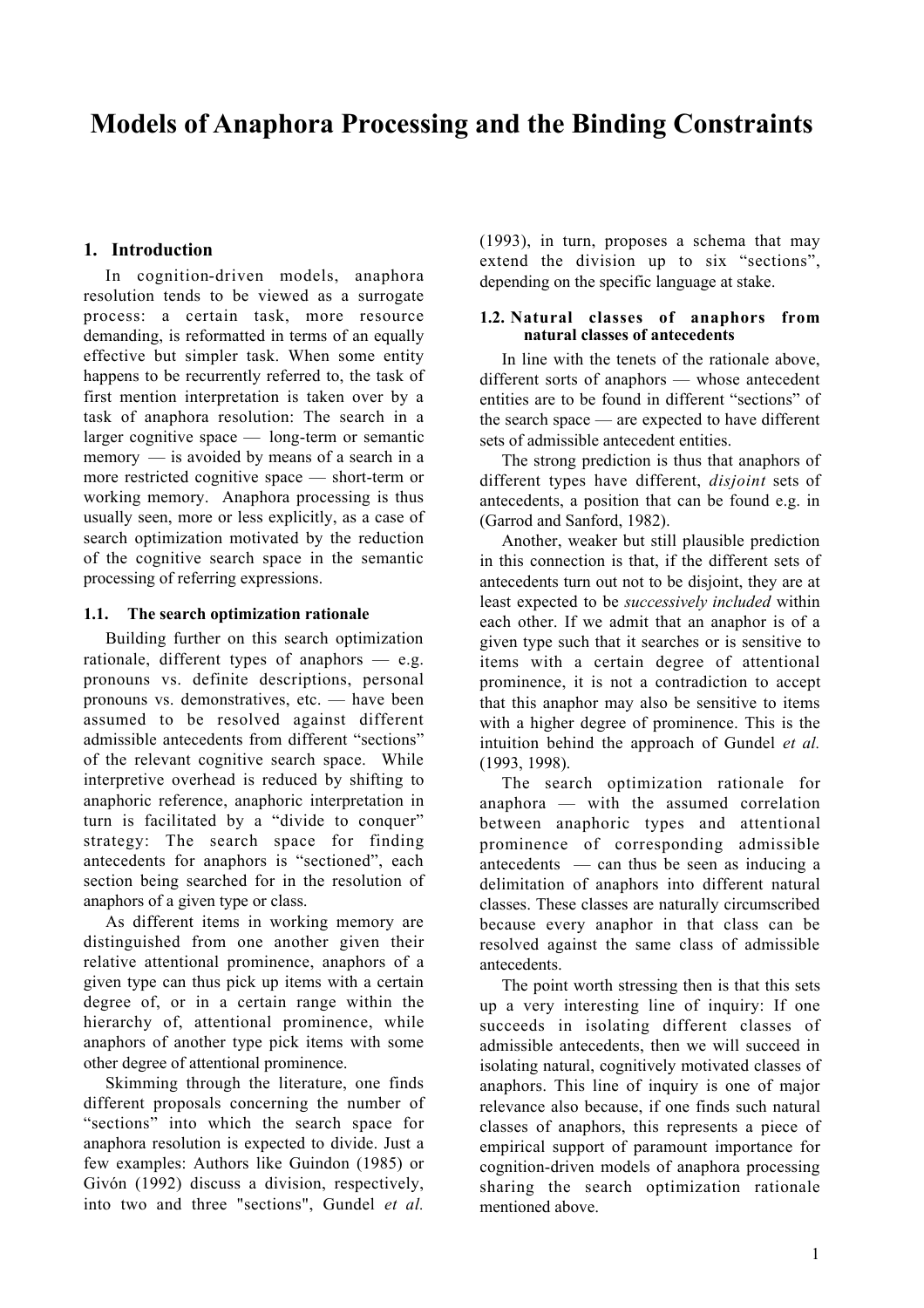# Models of Anaphora Processing and the Binding Constraints

## 1. Introduction

In cognition-driven models, anaphora resolution tends to be viewed as a surrogate process: a certain task, more resource demanding, is reformatted in terms of an equally effective but simpler task. When some entity happens to be recurrently referred to, the task of first mention interpretation is taken over by a task of anaphora resolution: The search in a larger cognitive space — long-term or semantic memory — is avoided by means of a search in a more restricted cognitive space — short-term or working memory. Anaphora processing is thus usually seen, more or less explicitly, as a case of search optimization motivated by the reduction of the cognitive search space in the semantic processing of referring expressions.

### 1.1. The search optimization rationale

Building further on this search optimization rationale, different types of anaphors — e.g. pronouns vs. definite descriptions, personal pronouns vs. demonstratives, etc. — have been assumed to be resolved against different admissible antecedents from different "sections" of the relevant cognitive search space. While interpretive overhead is reduced by shifting to anaphoric reference, anaphoric interpretation in turn is facilitated by a "divide to conquer" strategy: The search space for finding antecedents for anaphors is "sectioned", each section being searched for in the resolution of anaphors of a given type or class.

As different items in working memory are distinguished from one another given their relative attentional prominence, anaphors of a given type can thus pick up items with a certain degree of, or in a certain range within the hierarchy of, attentional prominence, while anaphors of another type pick items with some other degree of attentional prominence.

Skimming through the literature, one finds different proposals concerning the number of "sections" into which the search space for anaphora resolution is expected to divide. Just a few examples: Authors like Guindon (1985) or Givón (1992) discuss a division, respectively, into two and three "sections", Gundel *et al.* (1993), in turn, proposes a schema that may extend the division up to six "sections", depending on the specific language at stake.

### 1.2. Natural classes of anaphors from natural classes of antecedents

In line with the tenets of the rationale above, different sorts of anaphors — whose antecedent entities are to be found in different "sections" of the search space — are expected to have different sets of admissible antecedent entities.

The strong prediction is thus that anaphors of different types have different, *disjoint* sets of antecedents, a position that can be found e.g. in (Garrod and Sanford, 1982).

Another, weaker but still plausible prediction in this connection is that, if the different sets of antecedents turn out not to be disjoint, they are at least expected to be *successively included* within each other. If we admit that an anaphor is of a given type such that it searches or is sensitive to items with a certain degree of attentional prominence, it is not a contradiction to accept that this anaphor may also be sensitive to items with a higher degree of prominence. This is the intuition behind the approach of Gundel *et al.* (1993, 1998).

The search optimization rationale for anaphora — with the assumed correlation between anaphoric types and attentional prominence of corresponding admissible antecedents — can thus be seen as inducing a delimitation of anaphors into different natural classes. These classes are naturally circumscribed because every anaphor in that class can be resolved against the same class of admissible antecedents.

The point worth stressing then is that this sets up a very interesting line of inquiry: If one succeeds in isolating different classes of admissible antecedents, then we will succeed in isolating natural, cognitively motivated classes of anaphors. This line of inquiry is one of major relevance also because, if one finds such natural classes of anaphors, this represents a piece of empirical support of paramount importance for cognition-driven models of anaphora processing sharing the search optimization rationale mentioned above.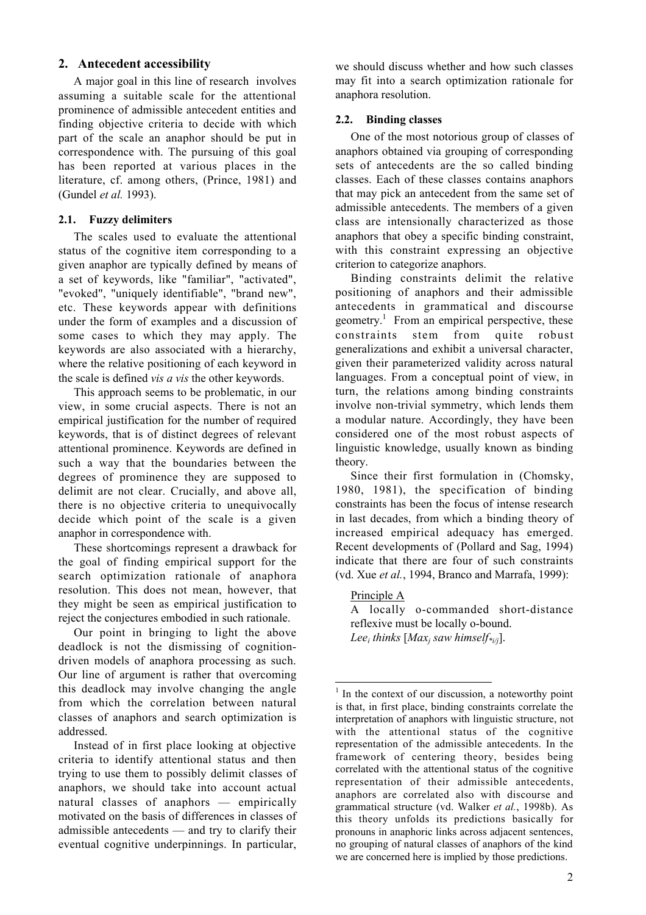## 2. Antecedent accessibility

A major goal in this line of research involves assuming a suitable scale for the attentional prominence of admissible antecedent entities and finding objective criteria to decide with which part of the scale an anaphor should be put in correspondence with. The pursuing of this goal has been reported at various places in the literature, cf. among others, (Prince, 1981) and (Gundel *et al.* 1993).

### 2.1. Fuzzy delimiters

The scales used to evaluate the attentional status of the cognitive item corresponding to a given anaphor are typically defined by means of a set of keywords, like "familiar", "activated", "evoked", "uniquely identifiable", "brand new", etc. These keywords appear with definitions under the form of examples and a discussion of some cases to which they may apply. The keywords are also associated with a hierarchy, where the relative positioning of each keyword in the scale is defined *vis a vis* the other keywords.

This approach seems to be problematic, in our view, in some crucial aspects. There is not an empirical justification for the number of required keywords, that is of distinct degrees of relevant attentional prominence. Keywords are defined in such a way that the boundaries between the degrees of prominence they are supposed to delimit are not clear. Crucially, and above all, there is no objective criteria to unequivocally decide which point of the scale is a given anaphor in correspondence with.

These shortcomings represent a drawback for the goal of finding empirical support for the search optimization rationale of anaphora resolution. This does not mean, however, that they might be seen as empirical justification to reject the conjectures embodied in such rationale.

Our point in bringing to light the above deadlock is not the dismissing of cognition-driven models of anaphora processing as such. Our line of argument is rather that overcoming this deadlock may involve changing the angle from which the correlation between natural classes of anaphors and search optimization is addressed.

Instead of in first place looking at objective criteria to identify attentional status and then trying to use them to possibly delimit classes of anaphors, we should take into account actual natural classes of anaphors — empirically motivated on the basis of differences in classes of admissible antecedents — and try to clarify their eventual cognitive underpinnings. In particular, we should discuss whether and how such classes may fit into a search optimization rationale for anaphora resolution.

### 2.2. Binding classes

One of the most notorious group of classes of anaphors obtained via grouping of corresponding sets of antecedents are the so called binding classes. Each of these classes contains anaphors that may pick an antecedent from the same set of admissible antecedents. The members of a given class are intensionally characterized as those anaphors that obey a specific binding constraint, with this constraint expressing an objective criterion to categorize anaphors.

Binding constraints delimit the relative positioning of anaphors and their admissible antecedents in grammatical and discourse geometry.[1] From an empirical perspective, these constraints stem from quite robust generalizations and exhibit a universal character, given their parameterized validity across natural languages. From a conceptual point of view, in turn, the relations among binding constraints involve non-trivial symmetry, which lends them a modular nature. Accordingly, they have been considered one of the most robust aspects of linguistic knowledge, usually known as binding theory.

Since their first formulation in (Chomsky, 1980, 1981), the specification of binding constraints has been the focus of intense research in last decades, from which a binding theory of increased empirical adequacy has emerged. Recent developments of (Pollard and Sag, 1994) indicate that there are four of such constraints (vd. Xue *et al.*, 1994, Branco and Marrafa, 1999):

<u>Principle A</u>
A locally o-commanded short-distance reflexive must be locally o-bound.
*Lee$_i$ thinks* [*Max$_j$ saw himself$_{*i/j}$*].

[1] In the context of our discussion, a noteworthy point is that, in first place, binding constraints correlate the interpretation of anaphors with linguistic structure, not with the attentional status of the cognitive representation of the admissible antecedents. In the framework of centering theory, besides being correlated with the attentional status of the cognitive representation of their admissible antecedents, anaphors are correlated also with discourse and grammatical structure (vd. Walker *et al.*, 1998b). As this theory unfolds its predictions basically for pronouns in anaphoric links across adjacent sentences, no grouping of natural classes of anaphors of the kind we are concerned here is implied by those predictions.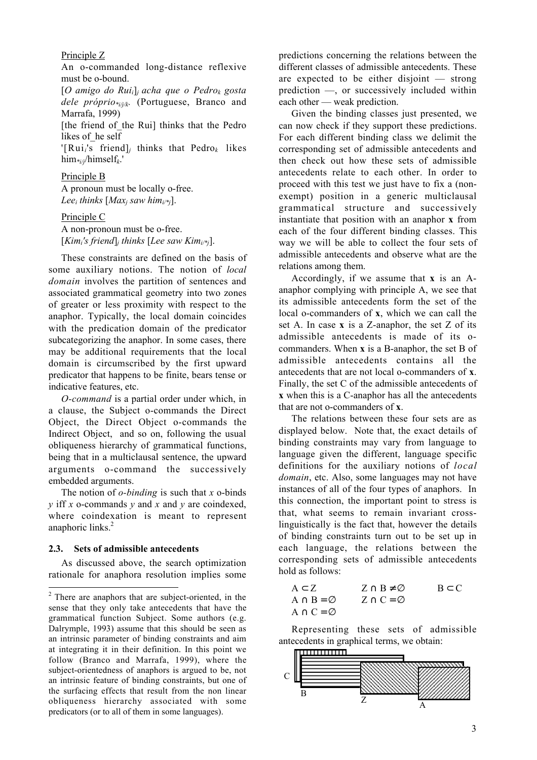Principle Z

An o-commanded long-distance reflexive must be o-bound.

[*O amigo do Rui*$_i$]$_j$ *acha que o Pedro*$_k$ *gosta dele próprio*$_{*i/j/k}$. (Portuguese, Branco and Marrafa, 1999)

[the friend of_the Rui] thinks that the Pedro likes of_he self

'[Rui$_i$'s friend]$_j$ thinks that Pedro$_k$ likes him$_{*i/j}$/himself$_k$.'

Principle B

A pronoun must be locally o-free.

*Lee*$_i$ *thinks* [*Max*$_j$ *saw him*$_{i/*j}$].

Principle C

A non-pronoun must be o-free.

[*Kim*$_i$*'s friend*]$_j$ *thinks* [*Lee saw Kim*$_{i/*j}$].

These constraints are defined on the basis of some auxiliary notions. The notion of *local domain* involves the partition of sentences and associated grammatical geometry into two zones of greater or less proximity with respect to the anaphor. Typically, the local domain coincides with the predication domain of the predicator subcategorizing the anaphor. In some cases, there may be additional requirements that the local domain is circumscribed by the first upward predicator that happens to be finite, bears tense or indicative features, etc.

*O-command* is a partial order under which, in a clause, the Subject o-commands the Direct Object, the Direct Object o-commands the Indirect Object, and so on, following the usual obliqueness hierarchy of grammatical functions, being that in a multiclausal sentence, the upward arguments o-command the successively embedded arguments.

The notion of *o-binding* is such that *x* o-binds *y* iff *x* o-commands *y* and *x* and *y* are coindexed, where coindexation is meant to represent anaphoric links.[2]

### 2.3. Sets of admissible antecedents

As discussed above, the search optimization rationale for anaphora resolution implies some predictions concerning the relations between the different classes of admissible antecedents. These are expected to be either disjoint — strong prediction —, or successively included within each other — weak prediction.

Given the binding classes just presented, we can now check if they support these predictions. For each different binding class we delimit the corresponding set of admissible antecedents and then check out how these sets of admissible antecedents relate to each other. In order to proceed with this test we just have to fix a (non-exempt) position in a generic multiclausal grammatical structure and successively instantiate that position with an anaphor **x** from each of the four different binding classes. This way we will be able to collect the four sets of admissible antecedents and observe what are the relations among them.

Accordingly, if we assume that **x** is an A-anaphor complying with principle A, we see that its admissible antecedents form the set of the local o-commanders of **x**, which we can call the set A. In case **x** is a Z-anaphor, the set Z of its admissible antecedents is made of its o-commanders. When **x** is a B-anaphor, the set B of admissible antecedents contains all the antecedents that are not local o-commanders of **x**. Finally, the set C of the admissible antecedents of **x** when this is a C-anaphor has all the antecedents that are not o-commanders of **x**.

The relations between these four sets are as displayed below. Note that, the exact details of binding constraints may vary from language to language given the different, language specific definitions for the auxiliary notions of *local domain*, etc. Also, some languages may not have instances of all of the four types of anaphors. In this connection, the important point to stress is that, what seems to remain invariant cross-linguistically is the fact that, however the details of binding constraints turn out to be set up in each language, the relations between the corresponding sets of admissible antecedents hold as follows:

$A \subset Z$ $\quad$ $Z \cap B \neq \emptyset$ $\quad$ $B \subset C$

$A \cap B = \emptyset$ $\quad$ $Z \cap C = \emptyset$

$A \cap C = \emptyset$

Representing these sets of admissible antecedents in graphical terms, we obtain:

C B Z A

[2] There are anaphors that are subject-oriented, in the sense that they only take antecedents that have the grammatical function Subject. Some authors (e.g. Dalrymple, 1993) assume that this should be seen as an intrinsic parameter of binding constraints and aim at integrating it in their definition. In this point we follow (Branco and Marrafa, 1999), where the subject-orientedness of anaphors is argued to be, not an intrinsic feature of binding constraints, but one of the surfacing effects that result from the non linear obliqueness hierarchy associated with some predicators (or to all of them in some languages).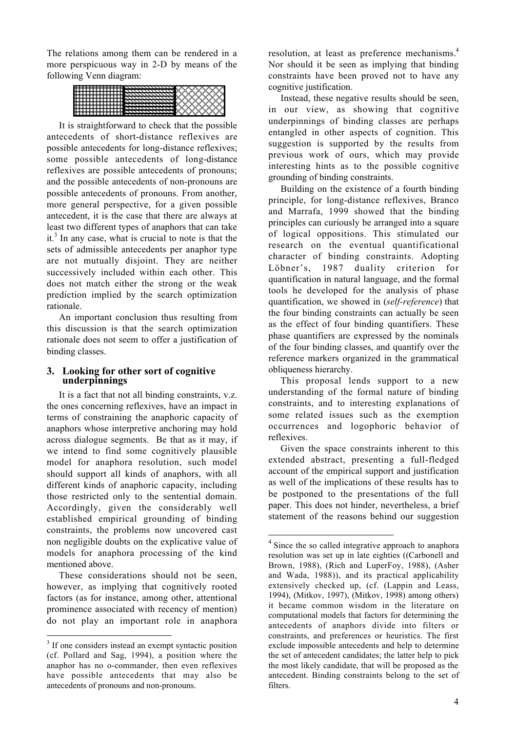The relations among them can be rendered in a more perspicuous way in 2-D by means of the following Venn diagram:

It is straightforward to check that the possible antecedents of short-distance reflexives are possible antecedents for long-distance reflexives; some possible antecedents of long-distance reflexives are possible antecedents of pronouns; and the possible antecedents of non-pronouns are possible antecedents of pronouns. From another, more general perspective, for a given possible antecedent, it is the case that there are always at least two different types of anaphors that can take it.[3] In any case, what is crucial to note is that the sets of admissible antecedents per anaphor type are not mutually disjoint. They are neither successively included within each other. This does not match either the strong or the weak prediction implied by the search optimization rationale.

An important conclusion thus resulting from this discussion is that the search optimization rationale does not seem to offer a justification of binding classes.

## 3. Looking for other sort of cognitive underpinnings

It is a fact that not all binding constraints, v.z. the ones concerning reflexives, have an impact in terms of constraining the anaphoric capacity of anaphors whose interpretive anchoring may hold across dialogue segments. Be that as it may, if we intend to find some cognitively plausible model for anaphora resolution, such model should support all kinds of anaphors, with all different kinds of anaphoric capacity, including those restricted only to the sentential domain. Accordingly, given the considerably well established empirical grounding of binding constraints, the problems now uncovered cast non negligible doubts on the explicative value of models for anaphora processing of the kind mentioned above.

These considerations should not be seen, however, as implying that cognitively rooted factors (as for instance, among other, attentional prominence associated with recency of mention) do not play an important role in anaphora resolution, at least as preference mechanisms.[4] Nor should it be seen as implying that binding constraints have been proved not to have any cognitive justification.

Instead, these negative results should be seen, in our view, as showing that cognitive underpinnings of binding classes are perhaps entangled in other aspects of cognition. This suggestion is supported by the results from previous work of ours, which may provide interesting hints as to the possible cognitive grounding of binding constraints.

Building on the existence of a fourth binding principle, for long-distance reflexives, Branco and Marrafa, 1999 showed that the binding principles can curiously be arranged into a square of logical oppositions. This stimulated our research on the eventual quantificational character of binding constraints. Adopting Löbner's, 1987 duality criterion for quantification in natural language, and the formal tools he developed for the analysis of phase quantification, we showed in (*self-reference*) that the four binding constraints can actually be seen as the effect of four binding quantifiers. These phase quantifiers are expressed by the nominals of the four binding classes, and quantify over the reference markers organized in the grammatical obliqueness hierarchy.

This proposal lends support to a new understanding of the formal nature of binding constraints, and to interesting explanations of some related issues such as the exemption occurrences and logophoric behavior of reflexives.

Given the space constraints inherent to this extended abstract, presenting a full-fledged account of the empirical support and justification as well of the implications of these results has to be postponed to the presentations of the full paper. This does not hinder, nevertheless, a brief statement of the reasons behind our suggestion

---

[3] If one considers instead an exempt syntactic position (cf. Pollard and Sag, 1994), a position where the anaphor has no o-commander, then even reflexives have possible antecedents that may also be antecedents of pronouns and non-pronouns.

[4] Since the so called integrative approach to anaphora resolution was set up in late eighties ((Carbonell and Brown, 1988), (Rich and LuperFoy, 1988), (Asher and Wada, 1988)), and its practical applicability extensively checked up, (cf. (Lappin and Leass, 1994), (Mitkov, 1997), (Mitkov, 1998) among others) it became common wisdom in the literature on computational models that factors for determining the antecedents of anaphors divide into filters or constraints, and preferences or heuristics. The first exclude impossible antecedents and help to determine the set of antecedent candidates; the latter help to pick the most likely candidate, that will be proposed as the antecedent. Binding constraints belong to the set of filters.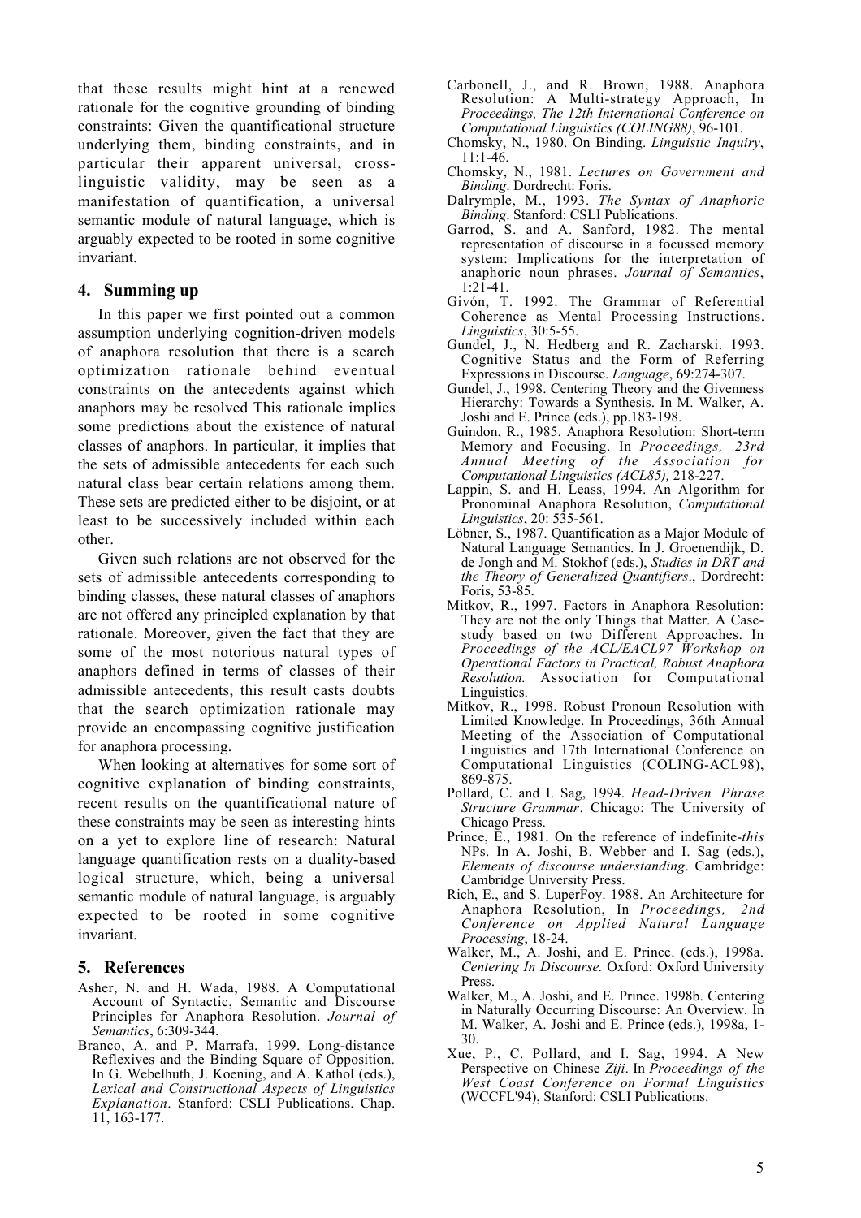that these results might hint at a renewed rationale for the cognitive grounding of binding constraints: Given the quantificational structure underlying them, binding constraints, and in particular their apparent universal, cross-linguistic validity, may be seen as a manifestation of quantification, a universal semantic module of natural language, which is arguably expected to be rooted in some cognitive invariant.

## 4. Summing up

In this paper we first pointed out a common assumption underlying cognition-driven models of anaphora resolution that there is a search optimization rationale behind eventual constraints on the antecedents against which anaphors may be resolved This rationale implies some predictions about the existence of natural classes of anaphors. In particular, it implies that the sets of admissible antecedents for each such natural class bear certain relations among them. These sets are predicted either to be disjoint, or at least to be successively included within each other.

Given such relations are not observed for the sets of admissible antecedents corresponding to binding classes, these natural classes of anaphors are not offered any principled explanation by that rationale. Moreover, given the fact that they are some of the most notorious natural types of anaphors defined in terms of classes of their admissible antecedents, this result casts doubts that the search optimization rationale may provide an encompassing cognitive justification for anaphora processing.

When looking at alternatives for some sort of cognitive explanation of binding constraints, recent results on the quantificational nature of these constraints may be seen as interesting hints on a yet to explore line of research: Natural language quantification rests on a duality-based logical structure, which, being a universal semantic module of natural language, is arguably expected to be rooted in some cognitive invariant.

## 5. References

Asher, N. and H. Wada, 1988. A Computational Account of Syntactic, Semantic and Discourse Principles for Anaphora Resolution. *Journal of Semantics*, 6:309-344.

Branco, A. and P. Marrafa, 1999. Long-distance Reflexives and the Binding Square of Opposition. In G. Webelhuth, J. Koening, and A. Kathol (eds.), *Lexical and Constructional Aspects of Linguistics Explanation*. Stanford: CSLI Publications. Chap. 11, 163-177.

Carbonell, J., and R. Brown, 1988. Anaphora Resolution: A Multi-strategy Approach, In *Proceedings, The 12th International Conference on Computational Linguistics (COLING88)*, 96-101.

Chomsky, N., 1980. On Binding. *Linguistic Inquiry*, 11:1-46.

Chomsky, N., 1981. *Lectures on Government and Binding*. Dordrecht: Foris.

Dalrymple, M., 1993. *The Syntax of Anaphoric Binding*. Stanford: CSLI Publications.

Garrod, S. and A. Sanford, 1982. The mental representation of discourse in a focussed memory system: Implications for the interpretation of anaphoric noun phrases. *Journal of Semantics*, 1:21-41.

Givón, T. 1992. The Grammar of Referential Coherence as Mental Processing Instructions. *Linguistics*, 30:5-55.

Gundel, J., N. Hedberg and R. Zacharski. 1993. Cognitive Status and the Form of Referring Expressions in Discourse. *Language*, 69:274-307.

Gundel, J., 1998. Centering Theory and the Givenness Hierarchy: Towards a Synthesis. In M. Walker, A. Joshi and E. Prince (eds.), pp.183-198.

Guindon, R., 1985. Anaphora Resolution: Short-term Memory and Focusing. In *Proceedings, 23rd Annual Meeting of the Association for Computational Linguistics (ACL85),* 218-227.

Lappin, S. and H. Leass, 1994. An Algorithm for Pronominal Anaphora Resolution, *Computational Linguistics*, 20: 535-561.

Löbner, S., 1987. Quantification as a Major Module of Natural Language Semantics. In J. Groenendijk, D. de Jongh and M. Stokhof (eds.), *Studies in DRT and the Theory of Generalized Quantifiers*., Dordrecht: Foris, 53-85.

Mitkov, R., 1997. Factors in Anaphora Resolution: They are not the only Things that Matter. A Case-study based on two Different Approaches. In *Proceedings of the ACL/EACL97 Workshop on Operational Factors in Practical, Robust Anaphora Resolution.* Association for Computational Linguistics.

Mitkov, R., 1998. Robust Pronoun Resolution with Limited Knowledge. In Proceedings, 36th Annual Meeting of the Association of Computational Linguistics and 17th International Conference on Computational Linguistics (COLING-ACL98), 869-875.

Pollard, C. and I. Sag, 1994. *Head-Driven Phrase Structure Grammar*. Chicago: The University of Chicago Press.

Prince, E., 1981. On the reference of indefinite-*this* NPs. In A. Joshi, B. Webber and I. Sag (eds.), *Elements of discourse understanding*. Cambridge: Cambridge University Press.

Rich, E., and S. LuperFoy. 1988. An Architecture for Anaphora Resolution, In *Proceedings, 2nd Conference on Applied Natural Language Processing*, 18-24.

Walker, M., A. Joshi, and E. Prince. (eds.), 1998a. *Centering In Discourse.* Oxford: Oxford University Press.

Walker, M., A. Joshi, and E. Prince. 1998b. Centering in Naturally Occurring Discourse: An Overview. In M. Walker, A. Joshi and E. Prince (eds.), 1998a, 1-30.

Xue, P., C. Pollard, and I. Sag, 1994. A New Perspective on Chinese *Ziji*. In *Proceedings of the West Coast Conference on Formal Linguistics* (WCCFL'94), Stanford: CSLI Publications.